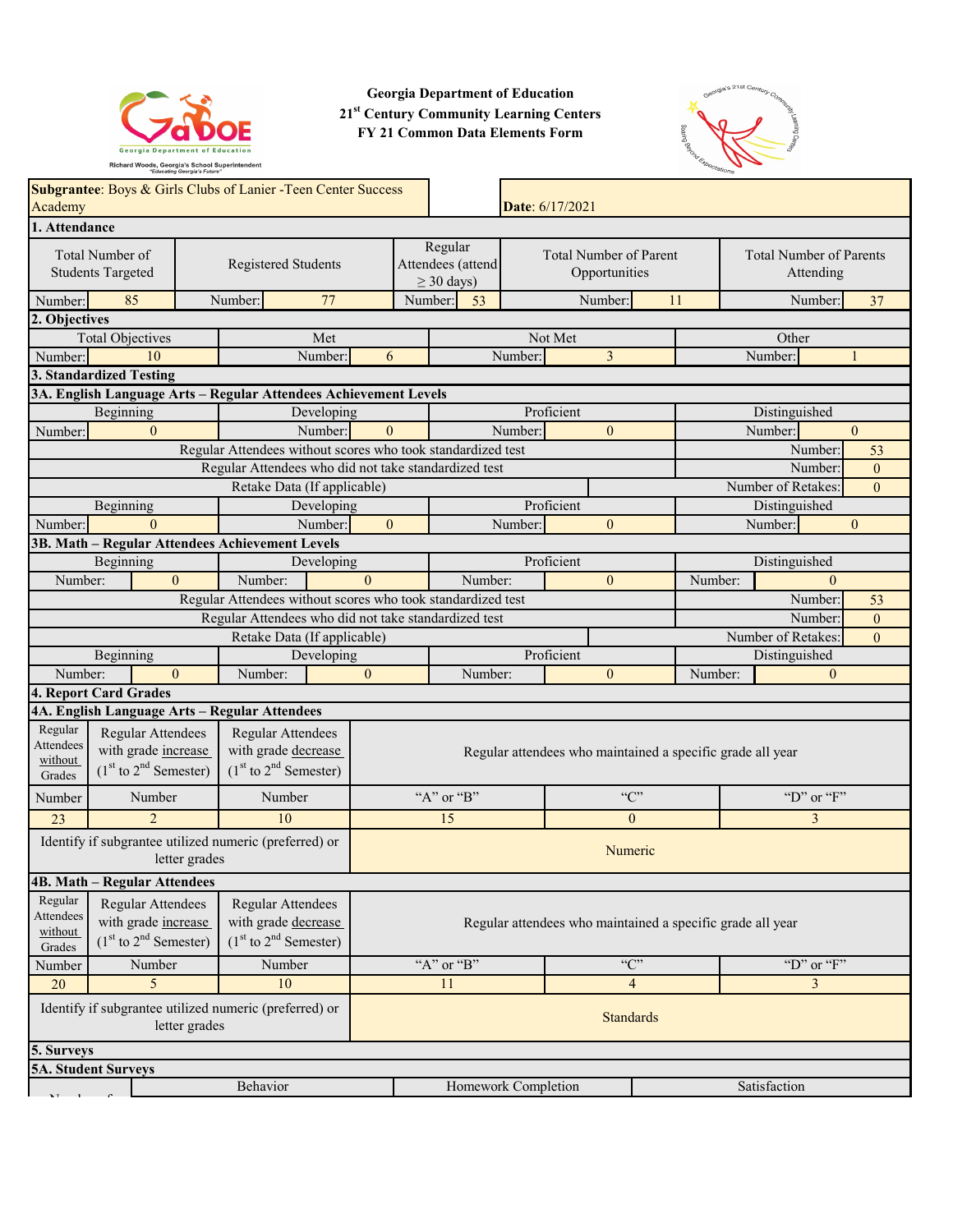**Georgia Department of Education**
**21st Century Community Learning Centers**
**FY 21 Common Data Elements Form**

**Subgrantee**: Boys & Girls Clubs of Lanier -Teen Center Success Academy

**Date**: 6/17/2021

## 1. Attendance

| Total Number of Students Targeted | Registered Students | Regular Attendees (attend ≥ 30 days) | Total Number of Parent Opportunities | Total Number of Parents Attending |
|---|---|---|---|---|
| Number: 85 | Number: 77 | Number: 53 | Number: 11 | Number: 37 |

## 2. Objectives

| Total Objectives | Met | Not Met | Other |
|---|---|---|---|
| Number: 10 | Number: 6 | Number: 3 | Number: 1 |

## 3. Standardized Testing

### 3A. English Language Arts – Regular Attendees Achievement Levels

| Beginning | Developing | Proficient | Distinguished |
|---|---|---|---|
| Number: 0 | Number: 0 | Number: 0 | Number: 0 |
| Regular Attendees without scores who took standardized test | | | Number: 53 |
| Regular Attendees who did not take standardized test | | | Number: 0 |
| Retake Data (If applicable) | | | Number of Retakes: 0 |
| Beginning | Developing | Proficient | Distinguished |
| Number: 0 | Number: 0 | Number: 0 | Number: 0 |

### 3B. Math – Regular Attendees Achievement Levels

| Beginning | Developing | Proficient | Distinguished |
|---|---|---|---|
| Number: 0 | Number: 0 | Number: 0 | Number: 0 |
| Regular Attendees without scores who took standardized test | | | Number: 53 |
| Regular Attendees who did not take standardized test | | | Number: 0 |
| Retake Data (If applicable) | | | Number of Retakes: 0 |
| Beginning | Developing | Proficient | Distinguished |
| Number: 0 | Number: 0 | Number: 0 | Number: 0 |

## 4. Report Card Grades

### 4A. English Language Arts – Regular Attendees

| Regular Attendees without Grades | Regular Attendees with grade increase (1st to 2nd Semester) | Regular Attendees with grade decrease (1st to 2nd Semester) | Regular attendees who maintained a specific grade all year | | |
|---|---|---|---|---|---|
| Number | Number | Number | "A" or "B" | "C" | "D" or "F" |
| 23 | 2 | 10 | 15 | 0 | 3 |
| Identify if subgrantee utilized numeric (preferred) or letter grades | | | Numeric | | |

### 4B. Math – Regular Attendees

| Regular Attendees without Grades | Regular Attendees with grade increase (1st to 2nd Semester) | Regular Attendees with grade decrease (1st to 2nd Semester) | Regular attendees who maintained a specific grade all year | | |
|---|---|---|---|---|---|
| Number | Number | Number | "A" or "B" | "C" | "D" or "F" |
| 20 | 5 | 10 | 11 | 4 | 3 |
| Identify if subgrantee utilized numeric (preferred) or letter grades | | | Standards | | |

## 5. Surveys

### 5A. Student Surveys

| | Behavior | Homework Completion | Satisfaction |
|---|---|---|---|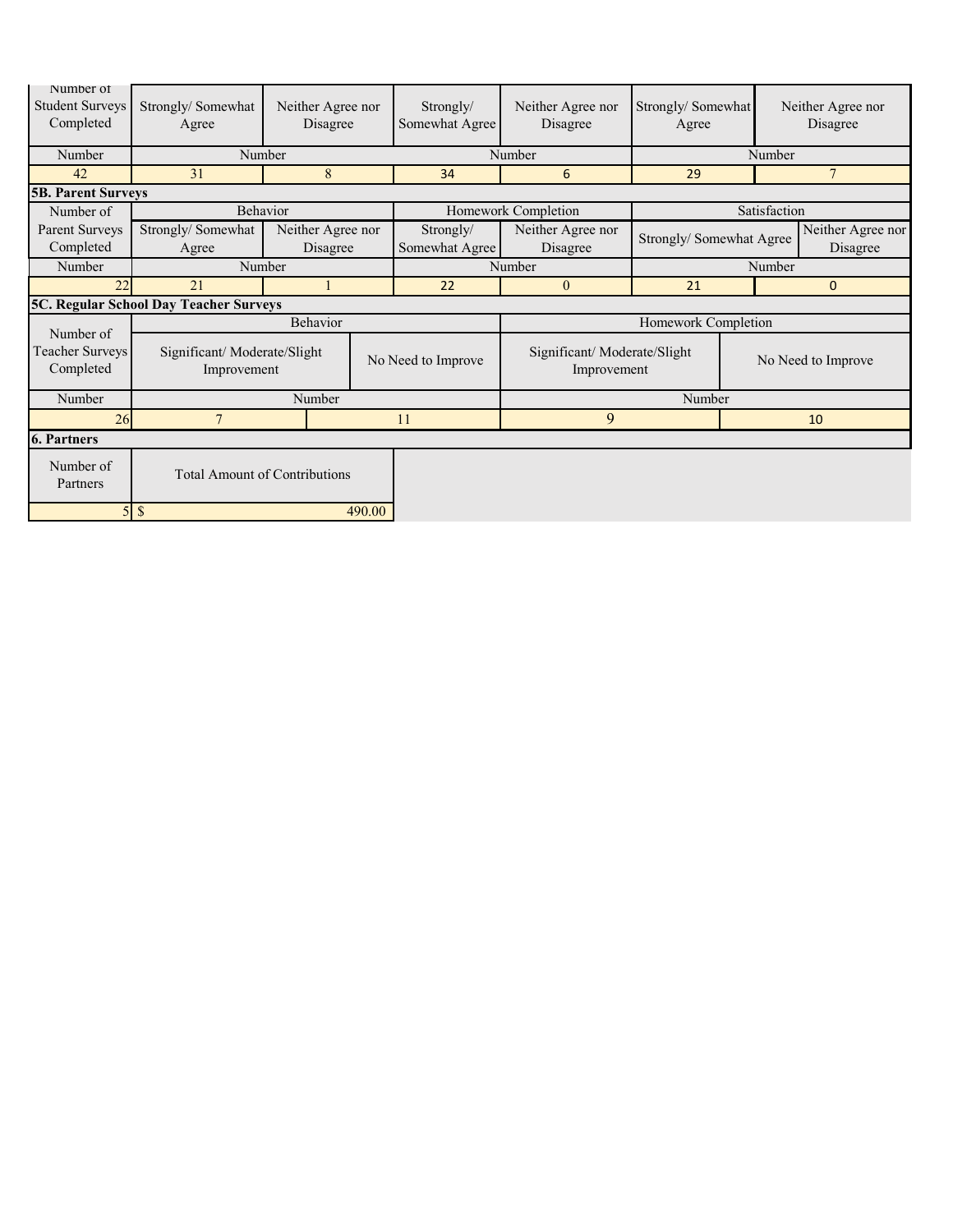| Number of Student Surveys Completed | Strongly/ Somewhat Agree | Neither Agree nor Disagree | Strongly/ Somewhat Agree | Neither Agree nor Disagree | Strongly/ Somewhat Agree | Neither Agree nor Disagree |
|---|---|---|---|---|---|---|
| Number | Number | | Number | | Number | |
| 42 | 31 | 8 | 34 | 6 | 29 | 7 |

**5B. Parent Surveys**

| Number of Parent Surveys Completed | Behavior | | Homework Completion | | Satisfaction | |
|---|---|---|---|---|---|---|
| | Strongly/ Somewhat Agree | Neither Agree nor Disagree | Strongly/ Somewhat Agree | Neither Agree nor Disagree | Strongly/ Somewhat Agree | Neither Agree nor Disagree |
| Number | Number | | Number | | Number | |
| 22 | 21 | 1 | 22 | 0 | 21 | 0 |

**5C. Regular School Day Teacher Surveys**

| Number of Teacher Surveys Completed | Behavior | | Homework Completion | |
|---|---|---|---|---|
| | Significant/ Moderate/Slight Improvement | No Need to Improve | Significant/ Moderate/Slight Improvement | No Need to Improve |
| Number | Number | | Number | |
| 26 | 7 | 11 | 9 | 10 |

**6. Partners**

| Number of Partners | Total Amount of Contributions |
|---|---|
| 5 | $ 490.00 |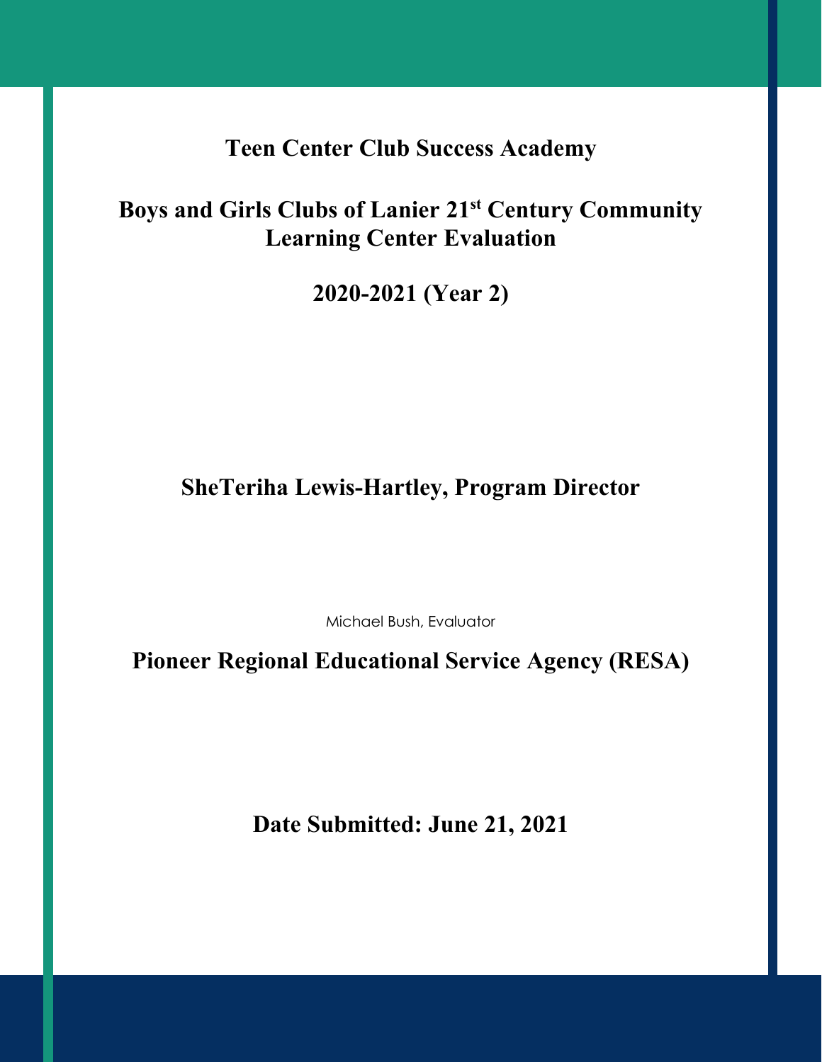# Teen Center Club Success Academy

# Boys and Girls Clubs of Lanier 21st Century Community Learning Center Evaluation

# 2020-2021 (Year 2)

## SheTeriha Lewis-Hartley, Program Director

Michael Bush, Evaluator

## Pioneer Regional Educational Service Agency (RESA)

## Date Submitted: June 21, 2021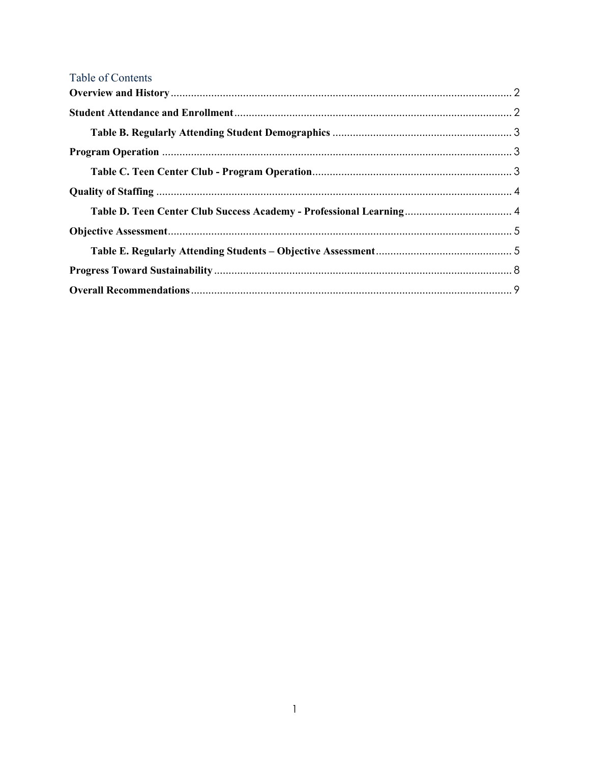## Table of Contents

**Overview and History** ........................................................................................................ 2

**Student Attendance and Enrollment** ................................................................................. 2

- **Table B. Regularly Attending Student Demographics** ................................................ 3

**Program Operation** ........................................................................................................... 3

- **Table C. Teen Center Club - Program Operation** ....................................................... 3

**Quality of Staffing** ............................................................................................................ 4

- **Table D. Teen Center Club Success Academy - Professional Learning** ..................... 4

**Objective Assessment** ....................................................................................................... 5

- **Table E. Regularly Attending Students – Objective Assessment** ................................ 5

**Progress Toward Sustainability** ......................................................................................... 8

**Overall Recommendations** ................................................................................................ 9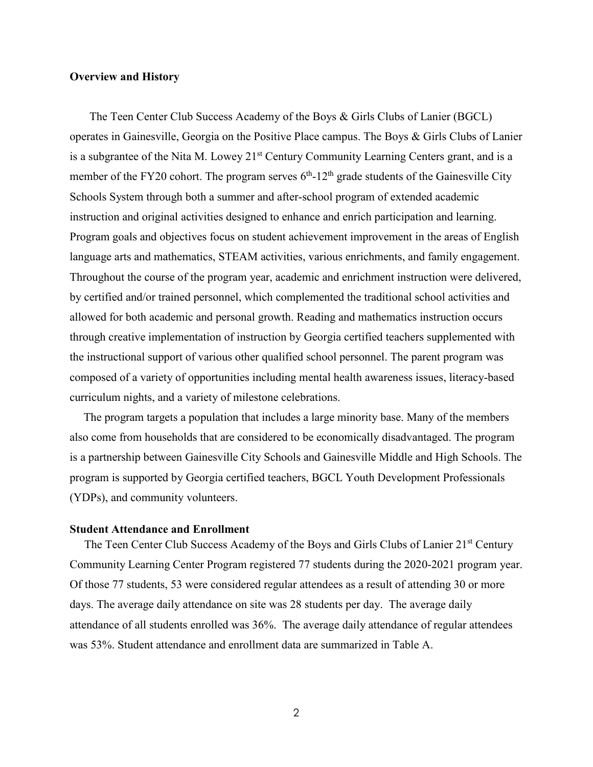## Overview and History

The Teen Center Club Success Academy of the Boys & Girls Clubs of Lanier (BGCL) operates in Gainesville, Georgia on the Positive Place campus. The Boys & Girls Clubs of Lanier is a subgrantee of the Nita M. Lowey 21st Century Community Learning Centers grant, and is a member of the FY20 cohort. The program serves 6th-12th grade students of the Gainesville City Schools System through both a summer and after-school program of extended academic instruction and original activities designed to enhance and enrich participation and learning. Program goals and objectives focus on student achievement improvement in the areas of English language arts and mathematics, STEAM activities, various enrichments, and family engagement. Throughout the course of the program year, academic and enrichment instruction were delivered, by certified and/or trained personnel, which complemented the traditional school activities and allowed for both academic and personal growth. Reading and mathematics instruction occurs through creative implementation of instruction by Georgia certified teachers supplemented with the instructional support of various other qualified school personnel. The parent program was composed of a variety of opportunities including mental health awareness issues, literacy-based curriculum nights, and a variety of milestone celebrations.

The program targets a population that includes a large minority base. Many of the members also come from households that are considered to be economically disadvantaged. The program is a partnership between Gainesville City Schools and Gainesville Middle and High Schools. The program is supported by Georgia certified teachers, BGCL Youth Development Professionals (YDPs), and community volunteers.

## Student Attendance and Enrollment

The Teen Center Club Success Academy of the Boys and Girls Clubs of Lanier 21st Century Community Learning Center Program registered 77 students during the 2020-2021 program year. Of those 77 students, 53 were considered regular attendees as a result of attending 30 or more days. The average daily attendance on site was 28 students per day. The average daily attendance of all students enrolled was 36%. The average daily attendance of regular attendees was 53%. Student attendance and enrollment data are summarized in Table A.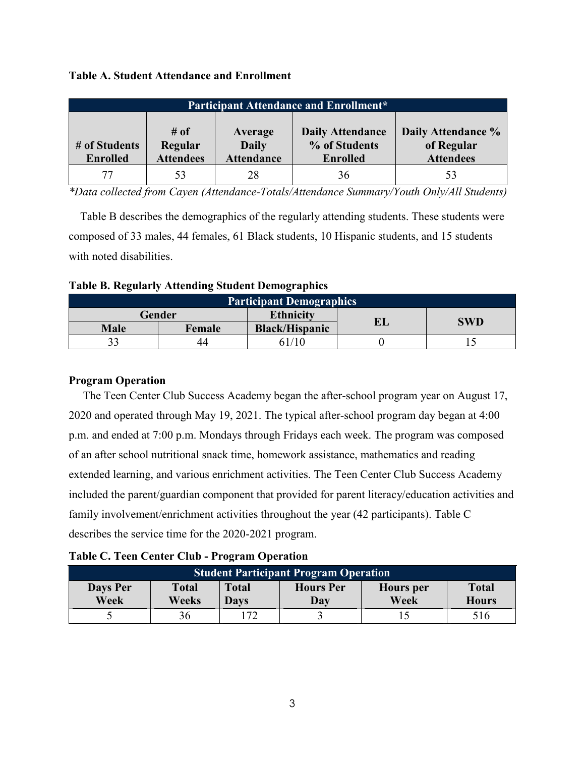**Table A. Student Attendance and Enrollment**

| Participant Attendance and Enrollment* | | | | |
|---|---|---|---|---|
| # of Students Enrolled | # of Regular Attendees | Average Daily Attendance | Daily Attendance % of Students Enrolled | Daily Attendance % of Regular Attendees |
| 77 | 53 | 28 | 36 | 53 |

*\*Data collected from Cayen (Attendance-Totals/Attendance Summary/Youth Only/All Students)*

Table B describes the demographics of the regularly attending students. These students were composed of 33 males, 44 females, 61 Black students, 10 Hispanic students, and 15 students with noted disabilities.

**Table B. Regularly Attending Student Demographics**

| Participant Demographics | | | | |
|---|---|---|---|---|
| Gender | | Ethnicity | EL | SWD |
| Male | Female | Black/Hispanic | | |
| 33 | 44 | 61/10 | 0 | 15 |

**Program Operation**

The Teen Center Club Success Academy began the after-school program year on August 17, 2020 and operated through May 19, 2021. The typical after-school program day began at 4:00 p.m. and ended at 7:00 p.m. Mondays through Fridays each week. The program was composed of an after school nutritional snack time, homework assistance, mathematics and reading extended learning, and various enrichment activities. The Teen Center Club Success Academy included the parent/guardian component that provided for parent literacy/education activities and family involvement/enrichment activities throughout the year (42 participants). Table C describes the service time for the 2020-2021 program.

**Table C. Teen Center Club - Program Operation**

| Student Participant Program Operation | | | | | |
|---|---|---|---|---|---|
| Days Per Week | Total Weeks | Total Days | Hours Per Day | Hours per Week | Total Hours |
| 5 | 36 | 172 | 3 | 15 | 516 |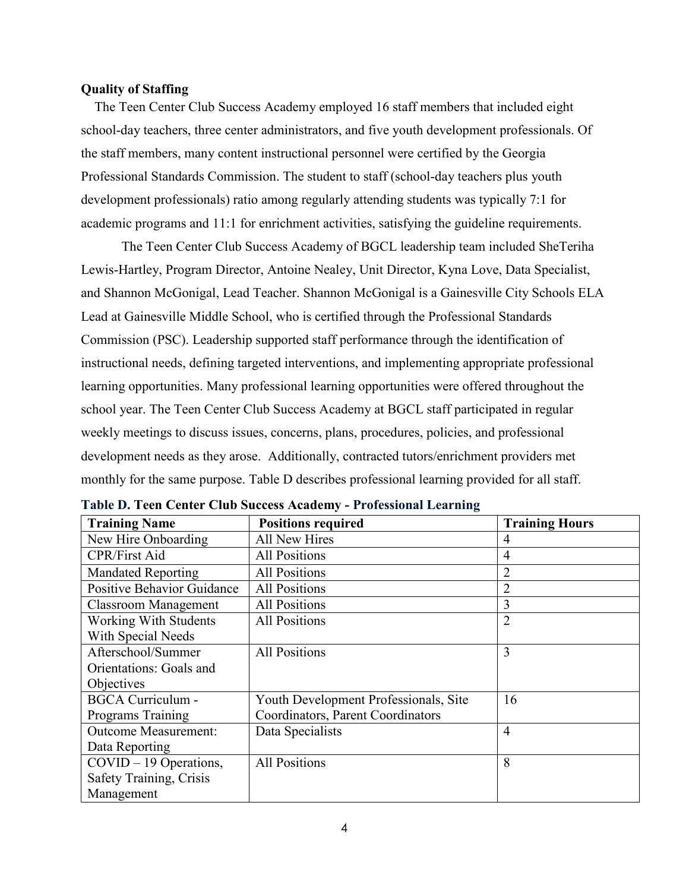**Quality of Staffing**

The Teen Center Club Success Academy employed 16 staff members that included eight school-day teachers, three center administrators, and five youth development professionals. Of the staff members, many content instructional personnel were certified by the Georgia Professional Standards Commission. The student to staff (school-day teachers plus youth development professionals) ratio among regularly attending students was typically 7:1 for academic programs and 11:1 for enrichment activities, satisfying the guideline requirements.

The Teen Center Club Success Academy of BGCL leadership team included SheTeriha Lewis-Hartley, Program Director, Antoine Nealey, Unit Director, Kyna Love, Data Specialist, and Shannon McGonigal, Lead Teacher. Shannon McGonigal is a Gainesville City Schools ELA Lead at Gainesville Middle School, who is certified through the Professional Standards Commission (PSC). Leadership supported staff performance through the identification of instructional needs, defining targeted interventions, and implementing appropriate professional learning opportunities. Many professional learning opportunities were offered throughout the school year. The Teen Center Club Success Academy at BGCL staff participated in regular weekly meetings to discuss issues, concerns, plans, procedures, policies, and professional development needs as they arose. Additionally, contracted tutors/enrichment providers met monthly for the same purpose. Table D describes professional learning provided for all staff.

**Table D. Teen Center Club Success Academy - Professional Learning**

| Training Name | Positions required | Training Hours |
|---|---|---|
| New Hire Onboarding | All New Hires | 4 |
| CPR/First Aid | All Positions | 4 |
| Mandated Reporting | All Positions | 2 |
| Positive Behavior Guidance | All Positions | 2 |
| Classroom Management | All Positions | 3 |
| Working With Students With Special Needs | All Positions | 2 |
| Afterschool/Summer Orientations: Goals and Objectives | All Positions | 3 |
| BGCA Curriculum - Programs Training | Youth Development Professionals, Site Coordinators, Parent Coordinators | 16 |
| Outcome Measurement: Data Reporting | Data Specialists | 4 |
| COVID – 19 Operations, Safety Training, Crisis Management | All Positions | 8 |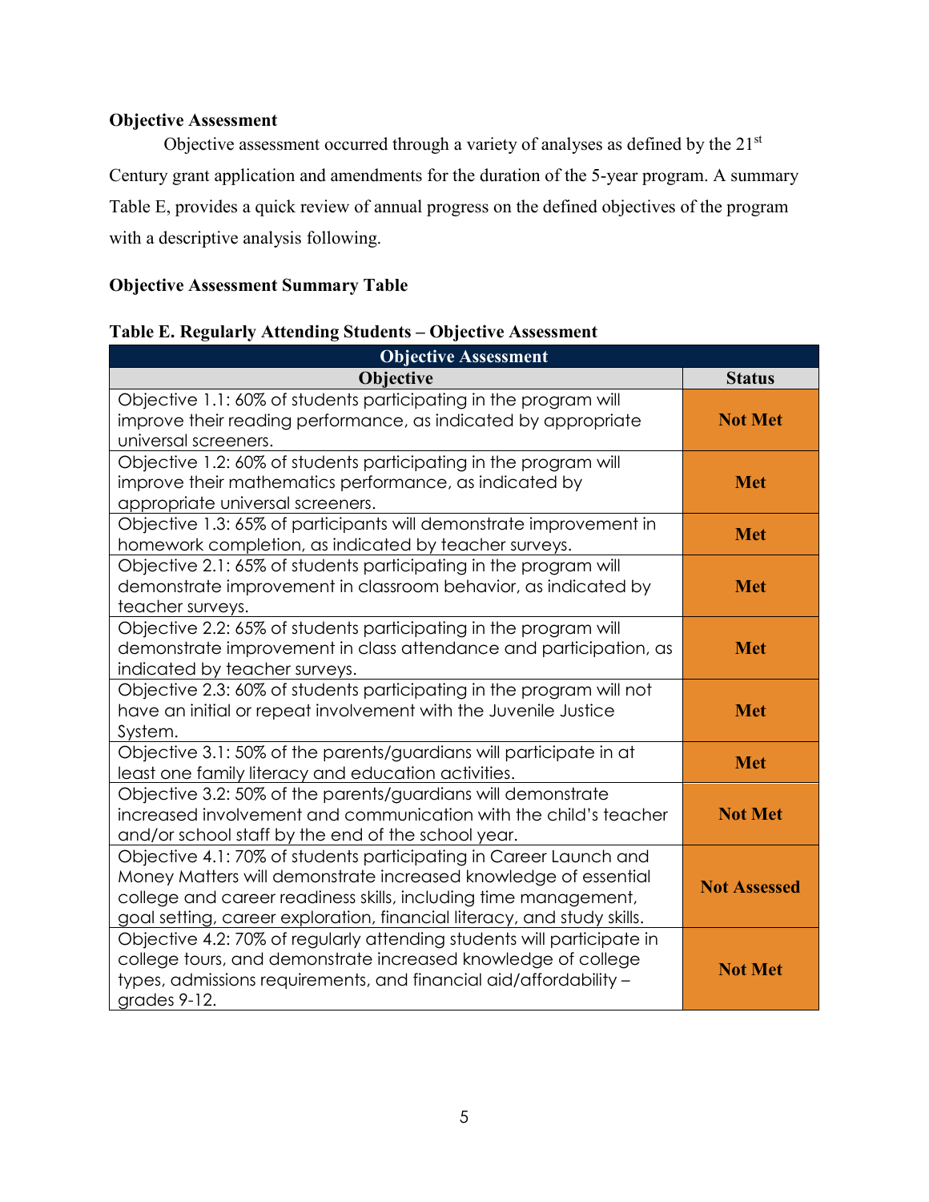**Objective Assessment**

Objective assessment occurred through a variety of analyses as defined by the 21st Century grant application and amendments for the duration of the 5-year program. A summary Table E, provides a quick review of annual progress on the defined objectives of the program with a descriptive analysis following.

**Objective Assessment Summary Table**

**Table E. Regularly Attending Students – Objective Assessment**

| Objective Assessment | |
|---|---|
| **Objective** | **Status** |
| Objective 1.1: 60% of students participating in the program will improve their reading performance, as indicated by appropriate universal screeners. | **Not Met** |
| Objective 1.2: 60% of students participating in the program will improve their mathematics performance, as indicated by appropriate universal screeners. | **Met** |
| Objective 1.3: 65% of participants will demonstrate improvement in homework completion, as indicated by teacher surveys. | **Met** |
| Objective 2.1: 65% of students participating in the program will demonstrate improvement in classroom behavior, as indicated by teacher surveys. | **Met** |
| Objective 2.2: 65% of students participating in the program will demonstrate improvement in class attendance and participation, as indicated by teacher surveys. | **Met** |
| Objective 2.3: 60% of students participating in the program will not have an initial or repeat involvement with the Juvenile Justice System. | **Met** |
| Objective 3.1: 50% of the parents/guardians will participate in at least one family literacy and education activities. | **Met** |
| Objective 3.2: 50% of the parents/guardians will demonstrate increased involvement and communication with the child's teacher and/or school staff by the end of the school year. | **Not Met** |
| Objective 4.1: 70% of students participating in Career Launch and Money Matters will demonstrate increased knowledge of essential college and career readiness skills, including time management, goal setting, career exploration, financial literacy, and study skills. | **Not Assessed** |
| Objective 4.2: 70% of regularly attending students will participate in college tours, and demonstrate increased knowledge of college types, admissions requirements, and financial aid/affordability – grades 9-12. | **Not Met** |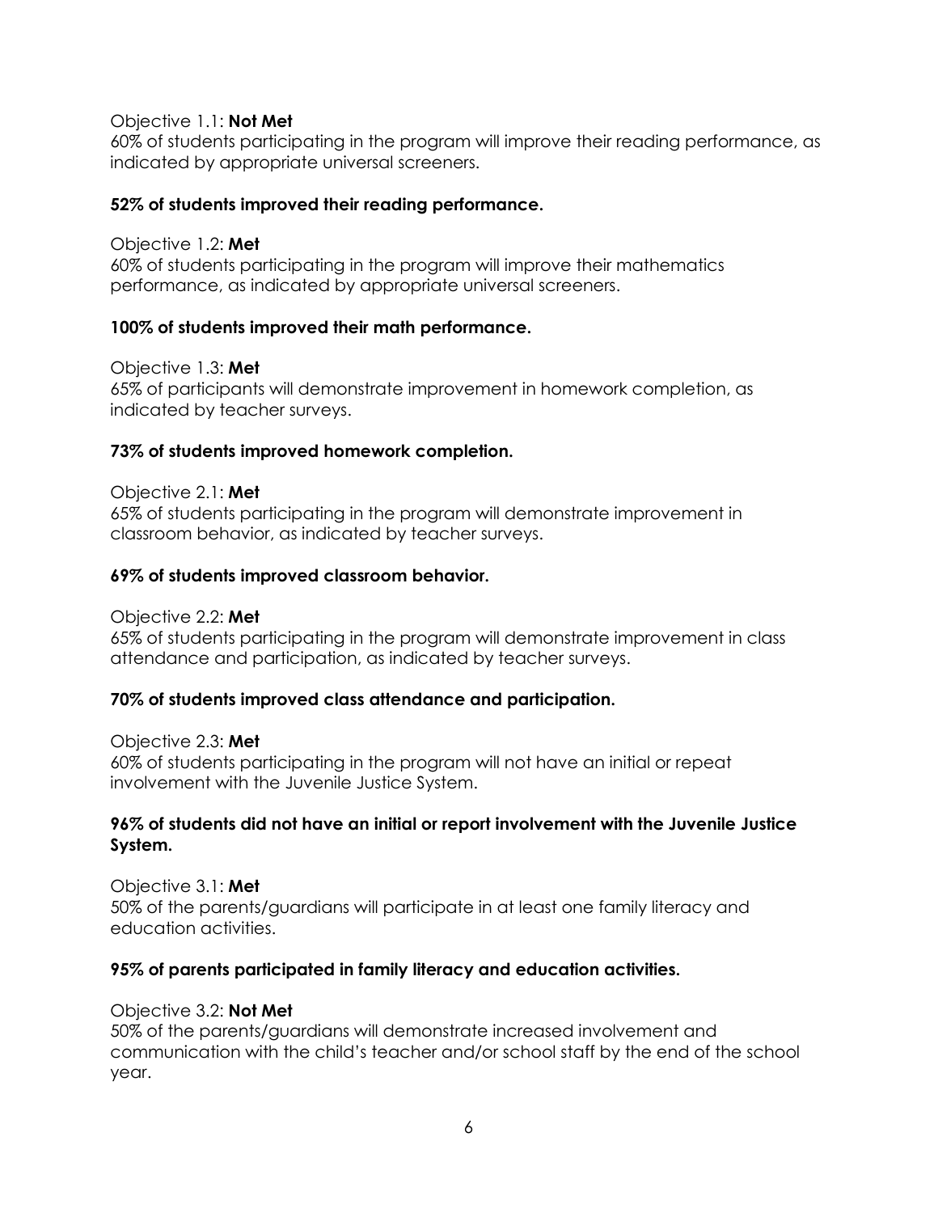Objective 1.1: **Not Met**
60% of students participating in the program will improve their reading performance, as indicated by appropriate universal screeners.

**52% of students improved their reading performance.**

Objective 1.2: **Met**
60% of students participating in the program will improve their mathematics performance, as indicated by appropriate universal screeners.

**100% of students improved their math performance.**

Objective 1.3: **Met**
65% of participants will demonstrate improvement in homework completion, as indicated by teacher surveys.

**73% of students improved homework completion.**

Objective 2.1: **Met**
65% of students participating in the program will demonstrate improvement in classroom behavior, as indicated by teacher surveys.

**69% of students improved classroom behavior.**

Objective 2.2: **Met**
65% of students participating in the program will demonstrate improvement in class attendance and participation, as indicated by teacher surveys.

**70% of students improved class attendance and participation.**

Objective 2.3: **Met**
60% of students participating in the program will not have an initial or repeat involvement with the Juvenile Justice System.

**96% of students did not have an initial or report involvement with the Juvenile Justice System.**

Objective 3.1: **Met**
50% of the parents/guardians will participate in at least one family literacy and education activities.

**95% of parents participated in family literacy and education activities.**

Objective 3.2: **Not Met**
50% of the parents/guardians will demonstrate increased involvement and communication with the child's teacher and/or school staff by the end of the school year.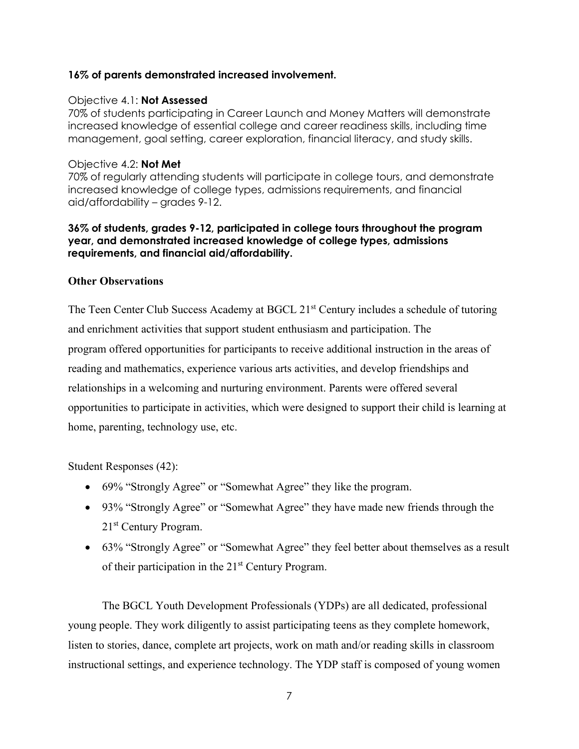**16% of parents demonstrated increased involvement.**

Objective 4.1: **Not Assessed**
70% of students participating in Career Launch and Money Matters will demonstrate increased knowledge of essential college and career readiness skills, including time management, goal setting, career exploration, financial literacy, and study skills.

Objective 4.2: **Not Met**
70% of regularly attending students will participate in college tours, and demonstrate increased knowledge of college types, admissions requirements, and financial aid/affordability – grades 9-12.

**36% of students, grades 9-12, participated in college tours throughout the program year, and demonstrated increased knowledge of college types, admissions requirements, and financial aid/affordability.**

**Other Observations**

The Teen Center Club Success Academy at BGCL 21st Century includes a schedule of tutoring and enrichment activities that support student enthusiasm and participation. The program offered opportunities for participants to receive additional instruction in the areas of reading and mathematics, experience various arts activities, and develop friendships and relationships in a welcoming and nurturing environment. Parents were offered several opportunities to participate in activities, which were designed to support their child is learning at home, parenting, technology use, etc.

Student Responses (42):

- 69% "Strongly Agree" or "Somewhat Agree" they like the program.
- 93% "Strongly Agree" or "Somewhat Agree" they have made new friends through the 21st Century Program.
- 63% "Strongly Agree" or "Somewhat Agree" they feel better about themselves as a result of their participation in the 21st Century Program.

The BGCL Youth Development Professionals (YDPs) are all dedicated, professional young people. They work diligently to assist participating teens as they complete homework, listen to stories, dance, complete art projects, work on math and/or reading skills in classroom instructional settings, and experience technology. The YDP staff is composed of young women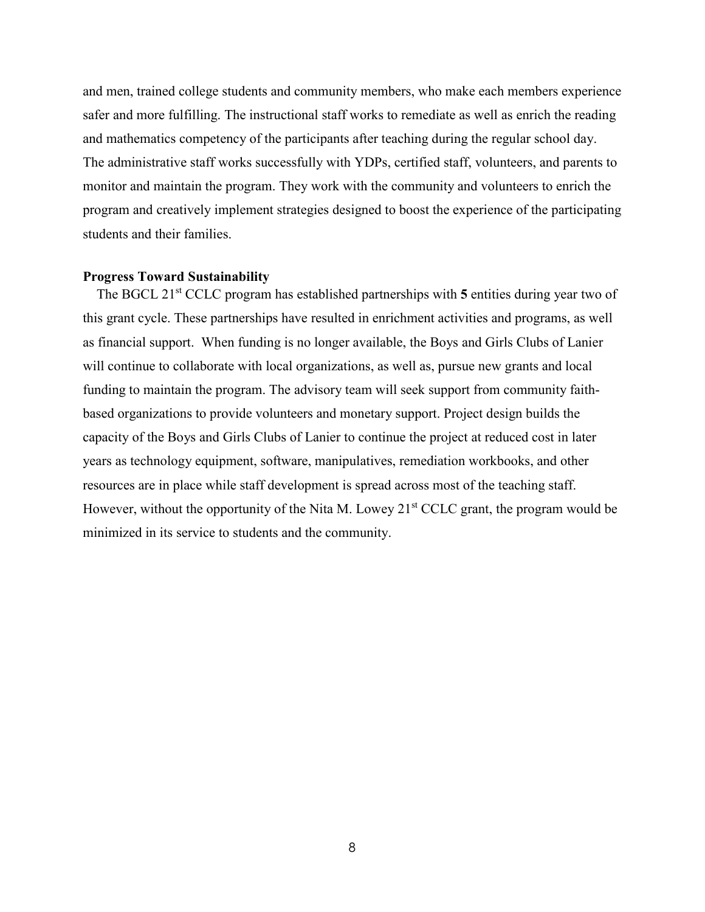and men, trained college students and community members, who make each members experience safer and more fulfilling. The instructional staff works to remediate as well as enrich the reading and mathematics competency of the participants after teaching during the regular school day. The administrative staff works successfully with YDPs, certified staff, volunteers, and parents to monitor and maintain the program. They work with the community and volunteers to enrich the program and creatively implement strategies designed to boost the experience of the participating students and their families.

**Progress Toward Sustainability**

The BGCL 21st CCLC program has established partnerships with **5** entities during year two of this grant cycle. These partnerships have resulted in enrichment activities and programs, as well as financial support. When funding is no longer available, the Boys and Girls Clubs of Lanier will continue to collaborate with local organizations, as well as, pursue new grants and local funding to maintain the program. The advisory team will seek support from community faith-based organizations to provide volunteers and monetary support. Project design builds the capacity of the Boys and Girls Clubs of Lanier to continue the project at reduced cost in later years as technology equipment, software, manipulatives, remediation workbooks, and other resources are in place while staff development is spread across most of the teaching staff. However, without the opportunity of the Nita M. Lowey 21st CCLC grant, the program would be minimized in its service to students and the community.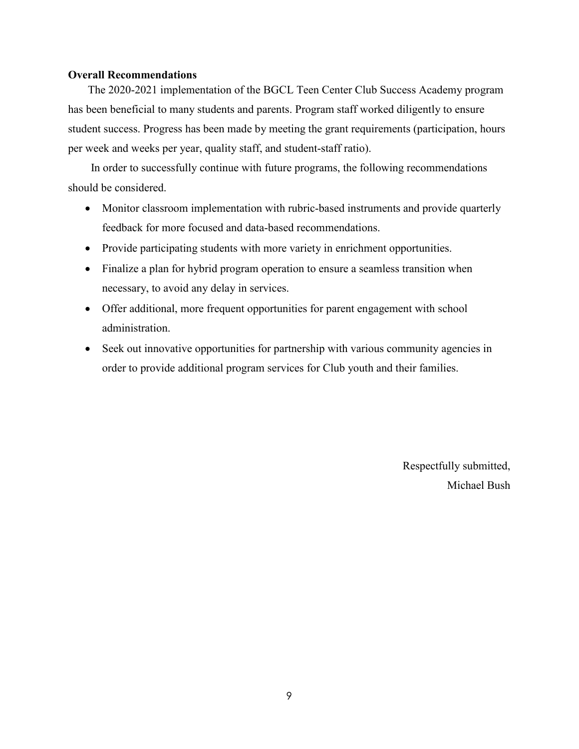**Overall Recommendations**

The 2020-2021 implementation of the BGCL Teen Center Club Success Academy program has been beneficial to many students and parents. Program staff worked diligently to ensure student success. Progress has been made by meeting the grant requirements (participation, hours per week and weeks per year, quality staff, and student-staff ratio).

In order to successfully continue with future programs, the following recommendations should be considered.

- Monitor classroom implementation with rubric-based instruments and provide quarterly feedback for more focused and data-based recommendations.
- Provide participating students with more variety in enrichment opportunities.
- Finalize a plan for hybrid program operation to ensure a seamless transition when necessary, to avoid any delay in services.
- Offer additional, more frequent opportunities for parent engagement with school administration.
- Seek out innovative opportunities for partnership with various community agencies in order to provide additional program services for Club youth and their families.

Respectfully submitted,

Michael Bush